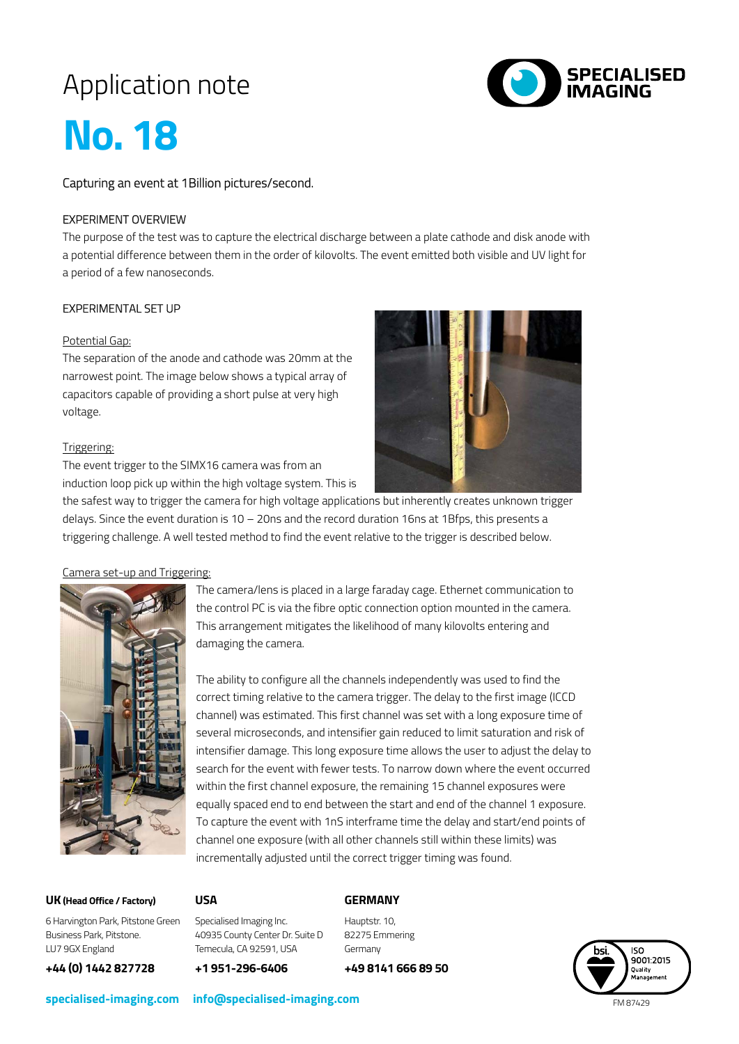# Application note

# No. 18

Capturing an event at 1 Billion pictures/second.

### EXPERIMENT OVERVIEW

The purpose of the test was to capture the electrical discharge between a plate cathode and disk anode with a potential difference between them in the order of kilovolts. The event emitted both visible and UV light for a period of a few nanoseconds.

### EXPERIMENTAL SET UP

Potential Gap:

The separation of the anode and cathode was 20mm at the narrowest point. The image below shows a typical array of capacitors capable of providing a short pulse at very high voltage.

Triggering:

The event trigger to the SIMX16 camera was from an induction loop pick up within the high voltage system. This is the safest way to trigger the camera for high voltage applications but inherently creates unknown trigger delays. Since the event duration is 10 – 20ns and the record duration 16ns at 1Bfps, this presents a triggering challenge. A well tested method to find the event relative to the trigger is described below.

Camera set-up and Triggering:

The camera/lens is placed in a large faraday cage. Ethernet communication to the control PC is via the fibre optic connection option mounted in the camera. This arrangement mitigates the likelihood of many kilovolts entering and damaging the camera.

The ability to configure all the channels independently was used to find the correct timing relative to the camera trigger. The delay to the first image (ICCD channel) was estimated. This first channel was set with a long exposure time of several microseconds, and intensifier gain reduced to limit saturation and risk of intensifier damage. This long exposure time allows the user to adjust the delay to search for the event with fewer tests. To narrow down where the event occurred within the first channel exposure, the remaining 15 channel exposures were equally spaced end to end between the start and end of the channel 1 exposure. To capture the event with 1nS interframe time the delay and start/end points of channel one exposure (with all other channels still within these limits) was incrementally adjusted until the correct trigger timing was found.

**UK (Head Office / Factory)**

6 Harvington Park, Pitstone Green Business Park, Pitstone. LU7 9GX England

**+44 (0) 1442 827728**

**USA**

Specialised Imaging Inc. 40935 County Center Dr. Suite D Temecula, CA 92591, USA

**+1 951-296-6406**

**GERMANY**

Hauptstr. 10, 82275 Emmering Germany

**+49 8141 666 89 50**

**specialised-imaging.com** **info@specialised-imaging.com**

FM 87429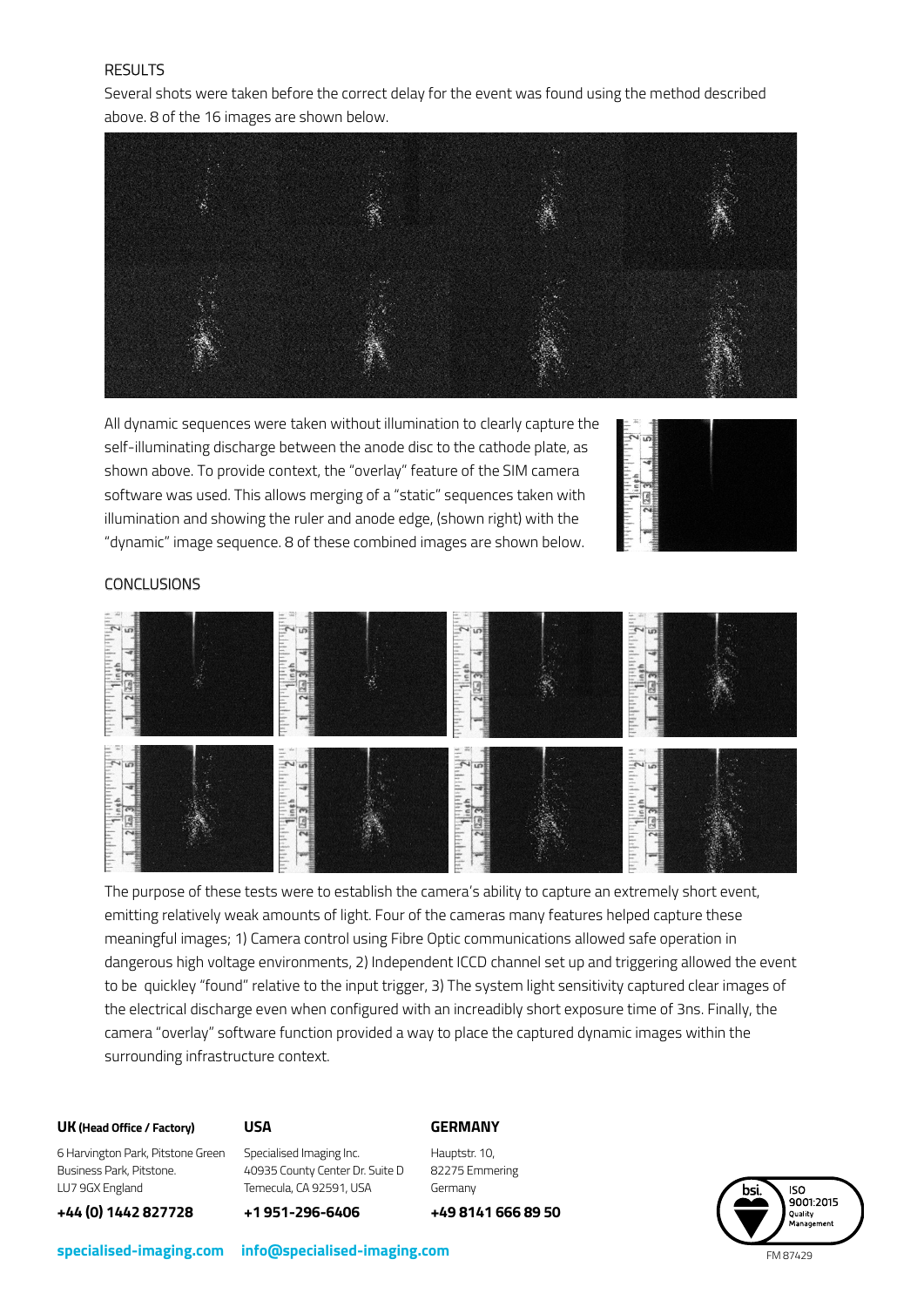## RESULTS

Several shots were taken before the correct delay for the event was found using the method described above. 8 of the 16 images are shown below.

All dynamic sequences were taken without illumination to clearly capture the self-illuminating discharge between the anode disc to the cathode plate, as shown above. To provide context, the "overlay" feature of the SIM camera software was used. This allows merging of a "static" sequences taken with illumination and showing the ruler and anode edge, (shown right) with the "dynamic" image sequence. 8 of these combined images are shown below.

## CONCLUSIONS

The purpose of these tests were to establish the camera's ability to capture an extremely short event, emitting relatively weak amounts of light. Four of the cameras many features helped capture these meaningful images; 1) Camera control using Fibre Optic communications allowed safe operation in dangerous high voltage environments, 2) Independent ICCD channel set up and triggering allowed the event to be quickley "found" relative to the input trigger, 3) The system light sensitivity captured clear images of the electrical discharge even when configured with an increadibly short exposure time of 3ns. Finally, the camera "overlay" software function provided a way to place the captured dynamic images within the surrounding infrastructure context.

**UK (Head Office / Factory)**

6 Harvington Park, Pitstone Green Business Park, Pitstone.
LU7 9GX England

**+44 (0) 1442 827728**

**USA**

Specialised Imaging Inc.
40935 County Center Dr. Suite D
Temecula, CA 92591, USA

**+1 951-296-6406**

**GERMANY**

Hauptstr. 10,
82275 Emmering
Germany

**+49 8141 666 89 50**

**specialised-imaging.com** **info@specialised-imaging.com**

bsi. ISO 9001:2015 Quality Management

FM 87429